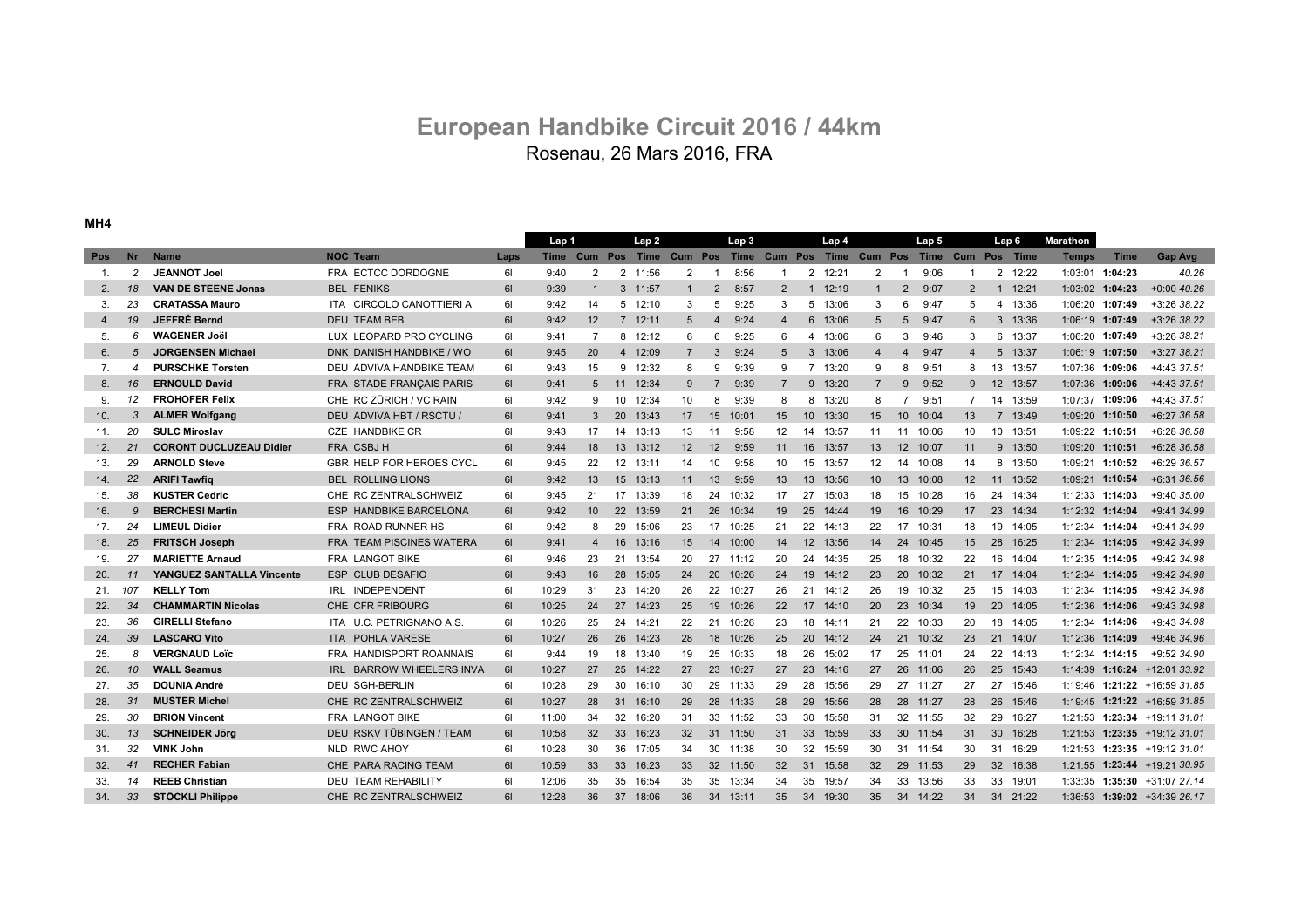# European Handbike Circuit 2016 / 44km

Rosenau, 26 Mars 2016, FRA

**MH4**

| | | | | | Lap 1 | | | Lap 2 | | | Lap 3 | | | Lap 4 | | | Lap 5 | | | Lap 6 | Marathon | | |
|---|---|---|---|---|---|---|---|---|---|---|---|---|---|---|---|---|---|---|---|---|---|---|---|
| Pos | Nr | Name | NOC Team | Laps | Time | Cum | Pos | Time | Cum | Pos | Time | Cum | Pos | Time | Cum | Pos | Time | Cum | Pos | Time | Temps | Time | Gap Avg |
| 1. | 2 | **JEANNOT Joel** | FRA ECTCC DORDOGNE | 6l | 9:40 | 2 | 2 | 11:56 | 2 | 1 | 8:56 | 1 | 2 | 12:21 | 2 | 1 | 9:06 | 1 | 2 | 12:22 | 1:03:01 | **1:04:23** | *40.26* |
| 2. | 18 | **VAN DE STEENE Jonas** | BEL FENIKS | 6l | 9:39 | 1 | 3 | 11:57 | 1 | 2 | 8:57 | 2 | 1 | 12:19 | 1 | 2 | 9:07 | 2 | 1 | 12:21 | 1:03:02 | **1:04:23** | +0:00 *40.26* |
| 3. | 23 | **CRATASSA Mauro** | ITA CIRCOLO CANOTTIERI A | 6l | 9:42 | 14 | 5 | 12:10 | 3 | 5 | 9:25 | 3 | 5 | 13:06 | 3 | 6 | 9:47 | 5 | 4 | 13:36 | 1:06:20 | **1:07:49** | +3:26 *38.22* |
| 4. | 19 | **JEFFRÉ Bernd** | DEU TEAM BEB | 6l | 9:42 | 12 | 7 | 12:11 | 5 | 4 | 9:24 | 4 | 6 | 13:06 | 5 | 5 | 9:47 | 6 | 3 | 13:36 | 1:06:19 | **1:07:49** | +3:26 *38.22* |
| 5. | 6 | **WAGENER Joël** | LUX LEOPARD PRO CYCLING | 6l | 9:41 | 7 | 8 | 12:12 | 6 | 6 | 9:25 | 6 | 4 | 13:06 | 6 | 3 | 9:46 | 3 | 6 | 13:37 | 1:06:20 | **1:07:49** | +3:26 *38.21* |
| 6. | 5 | **JORGENSEN Michael** | DNK DANISH HANDBIKE / WO | 6l | 9:45 | 20 | 4 | 12:09 | 7 | 3 | 9:24 | 5 | 3 | 13:06 | 4 | 4 | 9:47 | 4 | 5 | 13:37 | 1:06:19 | **1:07:50** | +3:27 *38.21* |
| 7. | 4 | **PURSCHKE Torsten** | DEU ADVIVA HANDBIKE TEAM | 6l | 9:43 | 15 | 9 | 12:32 | 8 | 9 | 9:39 | 9 | 7 | 13:20 | 9 | 8 | 9:51 | 8 | 13 | 13:57 | 1:07:36 | **1:09:06** | +4:43 *37.51* |
| 8. | 16 | **ERNOULD David** | FRA STADE FRANÇAIS PARIS | 6l | 9:41 | 5 | 11 | 12:34 | 9 | 7 | 9:39 | 7 | 9 | 13:20 | 7 | 9 | 9:52 | 9 | 12 | 13:57 | 1:07:36 | **1:09:06** | +4:43 *37.51* |
| 9. | 12 | **FROHOFER Felix** | CHE RC ZÜRICH / VC RAIN | 6l | 9:42 | 9 | 10 | 12:34 | 10 | 8 | 9:39 | 8 | 8 | 13:20 | 8 | 7 | 9:51 | 7 | 14 | 13:59 | 1:07:37 | **1:09:06** | +4:43 *37.51* |
| 10. | 3 | **ALMER Wolfgang** | DEU ADVIVA HBT / RSCTU / | 6l | 9:41 | 3 | 20 | 13:43 | 17 | 15 | 10:01 | 15 | 10 | 13:30 | 15 | 10 | 10:04 | 13 | 7 | 13:49 | 1:09:20 | **1:10:50** | +6:27 *36.58* |
| 11. | 20 | **SULC Miroslav** | CZE HANDBIKE CR | 6l | 9:43 | 17 | 14 | 13:13 | 13 | 11 | 9:58 | 12 | 14 | 13:57 | 11 | 11 | 10:06 | 10 | 10 | 13:51 | 1:09:22 | **1:10:51** | +6:28 *36.58* |
| 12. | 21 | **CORONT DUCLUZEAU Didier** | FRA CSBJ H | 6l | 9:44 | 18 | 13 | 13:12 | 12 | 12 | 9:59 | 11 | 16 | 13:57 | 13 | 12 | 10:07 | 11 | 9 | 13:50 | 1:09:20 | **1:10:51** | +6:28 *36.58* |
| 13. | 29 | **ARNOLD Steve** | GBR HELP FOR HEROES CYCL | 6l | 9:45 | 22 | 12 | 13:11 | 14 | 10 | 9:58 | 10 | 15 | 13:57 | 12 | 14 | 10:08 | 14 | 8 | 13:50 | 1:09:21 | **1:10:52** | +6:29 *36.57* |
| 14. | 22 | **ARIFI Tawfiq** | BEL ROLLING LIONS | 6l | 9:42 | 13 | 15 | 13:13 | 11 | 13 | 9:59 | 13 | 13 | 13:56 | 10 | 13 | 10:08 | 12 | 11 | 13:52 | 1:09:21 | **1:10:54** | +6:31 *36.56* |
| 15. | 38 | **KUSTER Cedric** | CHE RC ZENTRALSCHWEIZ | 6l | 9:45 | 21 | 17 | 13:39 | 18 | 24 | 10:32 | 17 | 27 | 15:03 | 18 | 15 | 10:28 | 16 | 24 | 14:34 | 1:12:33 | **1:14:03** | +9:40 *35.00* |
| 16. | 9 | **BERCHESI Martin** | ESP HANDBIKE BARCELONA | 6l | 9:42 | 10 | 22 | 13:59 | 21 | 26 | 10:34 | 19 | 25 | 14:44 | 19 | 16 | 10:29 | 17 | 23 | 14:34 | 1:12:32 | **1:14:04** | +9:41 *34.99* |
| 17. | 24 | **LIMEUL Didier** | FRA ROAD RUNNER HS | 6l | 9:42 | 8 | 29 | 15:06 | 23 | 17 | 10:25 | 21 | 22 | 14:13 | 22 | 17 | 10:31 | 18 | 19 | 14:05 | 1:12:34 | **1:14:04** | +9:41 *34.99* |
| 18. | 25 | **FRITSCH Joseph** | FRA TEAM PISCINES WATERA | 6l | 9:41 | 4 | 16 | 13:16 | 15 | 14 | 10:00 | 14 | 12 | 13:56 | 14 | 24 | 10:45 | 15 | 28 | 16:25 | 1:12:34 | **1:14:05** | +9:42 *34.99* |
| 19. | 27 | **MARIETTE Arnaud** | FRA LANGOT BIKE | 6l | 9:46 | 23 | 21 | 13:54 | 20 | 27 | 11:12 | 20 | 24 | 14:35 | 25 | 18 | 10:32 | 22 | 16 | 14:04 | 1:12:35 | **1:14:05** | +9:42 *34.98* |
| 20. | 11 | **YANGUEZ SANTALLA Vincente** | ESP CLUB DESAFIO | 6l | 9:43 | 16 | 28 | 15:05 | 24 | 20 | 10:26 | 24 | 19 | 14:12 | 23 | 20 | 10:32 | 21 | 17 | 14:04 | 1:12:34 | **1:14:05** | +9:42 *34.98* |
| 21. | 107 | **KELLY Tom** | IRL INDEPENDENT | 6l | 10:29 | 31 | 23 | 14:20 | 26 | 22 | 10:27 | 26 | 21 | 14:12 | 26 | 19 | 10:32 | 25 | 15 | 14:03 | 1:12:34 | **1:14:05** | +9:42 *34.98* |
| 22. | 34 | **CHAMMARTIN Nicolas** | CHE CFR FRIBOURG | 6l | 10:25 | 24 | 27 | 14:23 | 25 | 19 | 10:26 | 22 | 17 | 14:10 | 20 | 23 | 10:34 | 19 | 20 | 14:05 | 1:12:36 | **1:14:06** | +9:43 *34.98* |
| 23. | 36 | **GIRELLI Stefano** | ITA U.C. PETRIGNANO A.S. | 6l | 10:26 | 25 | 24 | 14:21 | 22 | 21 | 10:26 | 23 | 18 | 14:11 | 21 | 22 | 10:33 | 20 | 18 | 14:05 | 1:12:34 | **1:14:06** | +9:43 *34.98* |
| 24. | 39 | **LASCARO Vito** | ITA POHLA VARESE | 6l | 10:27 | 26 | 26 | 14:23 | 28 | 18 | 10:26 | 25 | 20 | 14:12 | 24 | 21 | 10:32 | 23 | 21 | 14:07 | 1:12:36 | **1:14:09** | +9:46 *34.96* |
| 25. | 8 | **VERGNAUD Loïc** | FRA HANDISPORT ROANNAIS | 6l | 9:44 | 19 | 18 | 13:40 | 19 | 25 | 10:33 | 18 | 26 | 15:02 | 17 | 25 | 11:01 | 24 | 22 | 14:13 | 1:12:34 | **1:14:15** | +9:52 *34.90* |
| 26. | 10 | **WALL Seamus** | IRL BARROW WHEELERS INVA | 6l | 10:27 | 27 | 25 | 14:22 | 27 | 23 | 10:27 | 27 | 23 | 14:16 | 27 | 26 | 11:06 | 26 | 25 | 15:43 | 1:14:39 | **1:16:24** | +12:01 *33.92* |
| 27. | 35 | **DOUNIA André** | DEU SGH-BERLIN | 6l | 10:28 | 29 | 30 | 16:10 | 30 | 29 | 11:33 | 29 | 28 | 15:56 | 29 | 27 | 11:27 | 27 | 27 | 15:46 | 1:19:46 | **1:21:22** | +16:59 *31.85* |
| 28. | 31 | **MUSTER Michel** | CHE RC ZENTRALSCHWEIZ | 6l | 10:27 | 28 | 31 | 16:10 | 29 | 28 | 11:33 | 28 | 29 | 15:56 | 28 | 28 | 11:27 | 28 | 26 | 15:46 | 1:19:45 | **1:21:22** | +16:59 *31.85* |
| 29. | 30 | **BRION Vincent** | FRA LANGOT BIKE | 6l | 11:00 | 34 | 32 | 16:20 | 31 | 33 | 11:52 | 33 | 30 | 15:58 | 31 | 32 | 11:55 | 32 | 29 | 16:27 | 1:21:53 | **1:23:34** | +19:11 *31.01* |
| 30. | 13 | **SCHNEIDER Jörg** | DEU RSKV TÜBINGEN / TEAM | 6l | 10:58 | 32 | 33 | 16:23 | 32 | 31 | 11:50 | 31 | 33 | 15:59 | 33 | 30 | 11:54 | 31 | 30 | 16:28 | 1:21:53 | **1:23:35** | +19:12 *31.01* |
| 31. | 32 | **VINK John** | NLD RWC AHOY | 6l | 10:28 | 30 | 36 | 17:05 | 34 | 30 | 11:38 | 30 | 32 | 15:59 | 30 | 31 | 11:54 | 30 | 31 | 16:29 | 1:21:53 | **1:23:35** | +19:12 *31.01* |
| 32. | 41 | **RECHER Fabian** | CHE PARA RACING TEAM | 6l | 10:59 | 33 | 33 | 16:23 | 33 | 32 | 11:50 | 32 | 31 | 15:58 | 32 | 29 | 11:53 | 29 | 32 | 16:38 | 1:21:55 | **1:23:44** | +19:21 *30.95* |
| 33. | 14 | **REEB Christian** | DEU TEAM REHABILITY | 6l | 12:06 | 35 | 35 | 16:54 | 35 | 35 | 13:34 | 34 | 35 | 19:57 | 34 | 33 | 13:56 | 33 | 33 | 19:01 | 1:33:35 | **1:35:30** | +31:07 *27.14* |
| 34. | 33 | **STÖCKLI Philippe** | CHE RC ZENTRALSCHWEIZ | 6l | 12:28 | 36 | 37 | 18:06 | 36 | 34 | 13:11 | 35 | 34 | 19:30 | 35 | 34 | 14:22 | 34 | 34 | 21:22 | 1:36:53 | **1:39:02** | +34:39 *26.17* |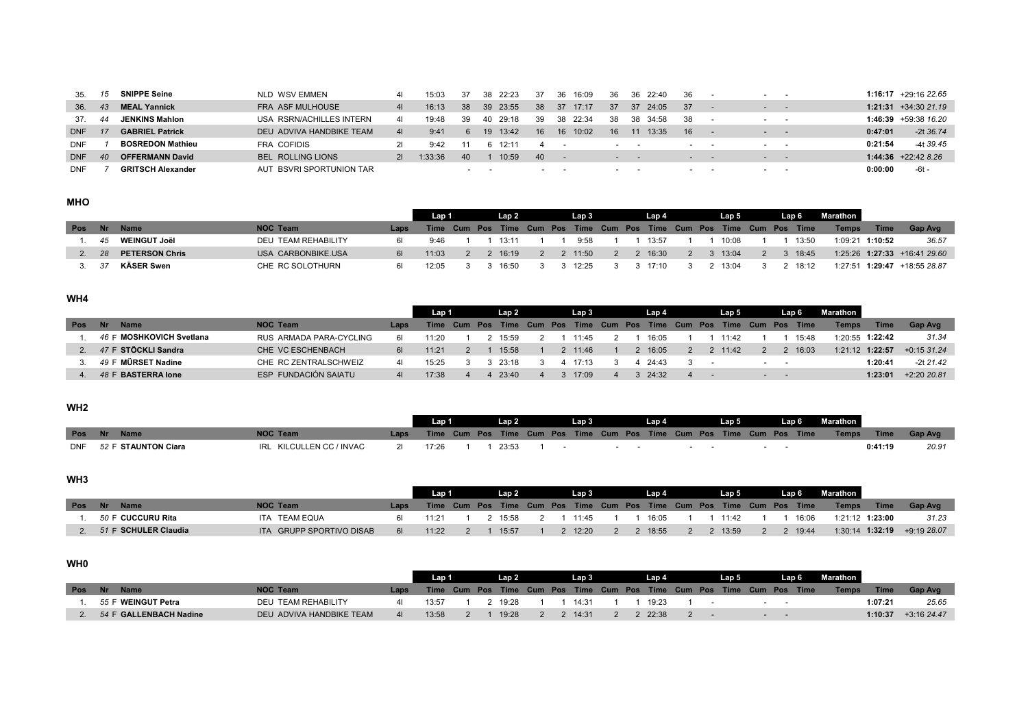| Pos | Nr | Name | NOC | Team | Laps | Lap 1 Time | Cum | Pos | Lap 2 Time | Cum | Pos | Lap 3 Time | Cum | Pos | Lap 4 Time | Cum | Pos | Lap 5 Time | Cum | Pos | Lap 6 Time | Marathon Temps | Time | Gap Avg |
|---|---|---|---|---|---|---|---|---|---|---|---|---|---|---|---|---|---|---|---|---|---|---|---|---|
| 35. | 15 | **SNIPPE Seine** | NLD | WSV EMMEN | 4l | 15:03 | 37 | 38 | 22:23 | 37 | 36 | 16:09 | 36 | 36 | 22:40 | 36 | - | | - | - | | | **1:16:17** | +29:16 *22.65* |
| 36. | 43 | **MEAL Yannick** | FRA | ASF MULHOUSE | 4l | 16:13 | 38 | 39 | 23:55 | 38 | 37 | 17:17 | 37 | 37 | 24:05 | 37 | - | | - | - | | | **1:21:31** | +34:30 *21.19* |
| 37. | 44 | **JENKINS Mahlon** | USA | RSRN/ACHILLES INTERN | 4l | 19:48 | 39 | 40 | 29:18 | 39 | 38 | 22:34 | 38 | 38 | 34:58 | 38 | - | | - | - | | | **1:46:39** | +59:38 *16.20* |
| DNF | 17 | **GABRIEL Patrick** | DEU | ADVIVA HANDBIKE TEAM | 4l | 9:41 | 6 | 19 | 13:42 | 16 | 16 | 10:02 | 16 | 11 | 13:35 | 16 | - | | - | - | | | **0:47:01** | -2t *36.74* |
| DNF | 1 | **BOSREDON Mathieu** | FRA | COFIDIS | 2l | 9:42 | 11 | 6 | 12:11 | 4 | - | | - | - | | - | - | | - | - | | | **0:21:54** | -4t *39.45* |
| DNF | 40 | **OFFERMANN David** | BEL | ROLLING LIONS | 2l | 1:33:36 | 40 | 1 | 10:59 | 40 | - | | - | - | | - | - | | - | - | | | **1:44:36** | +22:42 *8.26* |
| DNF | 7 | **GRITSCH Alexander** | AUT | BSVRI SPORTUNION TAR | | | - | - | | - | - | | - | - | | - | - | | - | - | | | **0:00:00** | -6t - |

## MHO

| Pos | Nr | Name | NOC | Team | Laps | Lap 1 Time | Cum | Pos | Lap 2 Time | Cum | Pos | Lap 3 Time | Cum | Pos | Lap 4 Time | Cum | Pos | Lap 5 Time | Cum | Pos | Lap 6 Time | Marathon Temps | Time | Gap Avg |
|---|---|---|---|---|---|---|---|---|---|---|---|---|---|---|---|---|---|---|---|---|---|---|---|---|
| 1. | 45 | **WEINGUT Joël** | DEU | TEAM REHABILITY | 6l | 9:46 | 1 | 1 | 13:11 | 1 | 1 | 9:58 | 1 | 1 | 13:57 | 1 | 1 | 10:08 | 1 | 1 | 13:50 | 1:09:21 | **1:10:52** | *36.57* |
| 2. | 28 | **PETERSON Chris** | USA | CARBONBIKE.USA | 6l | 11:03 | 2 | 2 | 16:19 | 2 | 2 | 11:50 | 2 | 2 | 16:30 | 2 | 3 | 13:04 | 2 | 3 | 18:45 | 1:25:26 | **1:27:33** | +16:41 *29.60* |
| 3. | 37 | **KÄSER Swen** | CHE | RC SOLOTHURN | 6l | 12:05 | 3 | 3 | 16:50 | 3 | 3 | 12:25 | 3 | 3 | 17:10 | 3 | 2 | 13:04 | 3 | 2 | 18:12 | 1:27:51 | **1:29:47** | +18:55 *28.87* |

## WH4

| Pos | Nr | Name | NOC | Team | Laps | Lap 1 Time | Cum | Pos | Lap 2 Time | Cum | Pos | Lap 3 Time | Cum | Pos | Lap 4 Time | Cum | Pos | Lap 5 Time | Cum | Pos | Lap 6 Time | Marathon Temps | Time | Gap Avg |
|---|---|---|---|---|---|---|---|---|---|---|---|---|---|---|---|---|---|---|---|---|---|---|---|---|
| 1. | 46 | F **MOSHKOVICH Svetlana** | RUS | ARMADA PARA-CYCLING | 6l | 11:20 | 1 | 2 | 15:59 | 2 | 1 | 11:45 | 2 | 1 | 16:05 | 1 | 1 | 11:42 | 1 | 1 | 15:48 | 1:20:55 | **1:22:42** | *31.34* |
| 2. | 47 | F **STÖCKLI Sandra** | CHE | VC ESCHENBACH | 6l | 11:21 | 2 | 1 | 15:58 | 1 | 2 | 11:46 | 1 | 2 | 16:05 | 2 | 2 | 11:42 | 2 | 2 | 16:03 | 1:21:12 | **1:22:57** | +0:15 *31.24* |
| 3. | 49 | F **MÜRSET Nadine** | CHE | RC ZENTRALSCHWEIZ | 4l | 15:25 | 3 | 3 | 23:18 | 3 | 4 | 17:13 | 3 | 4 | 24:43 | 3 | - | | - | - | | | **1:20:41** | -2t *21.42* |
| 4. | 48 | F **BASTERRA Ione** | ESP | FUNDACIÓN SAIATU | 4l | 17:38 | 4 | 4 | 23:40 | 4 | 3 | 17:09 | 4 | 3 | 24:32 | 4 | - | | - | - | | | **1:23:01** | +2:20 *20.81* |

## WH2

| Pos | Nr | Name | NOC | Team | Laps | Lap 1 Time | Cum | Pos | Lap 2 Time | Cum | Pos | Lap 3 Time | Cum | Pos | Lap 4 Time | Cum | Pos | Lap 5 Time | Cum | Pos | Lap 6 Time | Marathon Temps | Time | Gap Avg |
|---|---|---|---|---|---|---|---|---|---|---|---|---|---|---|---|---|---|---|---|---|---|---|---|---|
| DNF | 52 | F **STAUNTON Ciara** | IRL | KILCULLEN CC / INVAC | 2l | 17:26 | 1 | 1 | 23:53 | 1 | - | | - | - | | - | - | | - | - | | | **0:41:19** | *20.91* |

## WH3

| Pos | Nr | Name | NOC | Team | Laps | Lap 1 Time | Cum | Pos | Lap 2 Time | Cum | Pos | Lap 3 Time | Cum | Pos | Lap 4 Time | Cum | Pos | Lap 5 Time | Cum | Pos | Lap 6 Time | Marathon Temps | Time | Gap Avg |
|---|---|---|---|---|---|---|---|---|---|---|---|---|---|---|---|---|---|---|---|---|---|---|---|---|
| 1. | 50 | F **CUCCURU Rita** | ITA | TEAM EQUA | 6l | 11:21 | 1 | 2 | 15:58 | 2 | 1 | 11:45 | 1 | 1 | 16:05 | 1 | 1 | 11:42 | 1 | 1 | 16:06 | 1:21:12 | **1:23:00** | *31.23* |
| 2. | 51 | F **SCHULER Claudia** | ITA | GRUPP SPORTIVO DISAB | 6l | 11:22 | 2 | 1 | 15:57 | 1 | 2 | 12:20 | 2 | 2 | 18:55 | 2 | 2 | 13:59 | 2 | 2 | 19:44 | 1:30:14 | **1:32:19** | +9:19 *28.07* |

## WH0

| Pos | Nr | Name | NOC | Team | Laps | Lap 1 Time | Cum | Pos | Lap 2 Time | Cum | Pos | Lap 3 Time | Cum | Pos | Lap 4 Time | Cum | Pos | Lap 5 Time | Cum | Pos | Lap 6 Time | Marathon Temps | Time | Gap Avg |
|---|---|---|---|---|---|---|---|---|---|---|---|---|---|---|---|---|---|---|---|---|---|---|---|---|
| 1. | 55 | F **WEINGUT Petra** | DEU | TEAM REHABILITY | 4l | 13:57 | 1 | 2 | 19:28 | 1 | 1 | 14:31 | 1 | 1 | 19:23 | 1 | - | | - | - | | | **1:07:21** | *25.65* |
| 2. | 54 | F **GALLENBACH Nadine** | DEU | ADVIVA HANDBIKE TEAM | 4l | 13:58 | 2 | 1 | 19:28 | 2 | 2 | 14:31 | 2 | 2 | 22:38 | 2 | - | | - | - | | | **1:10:37** | +3:16 *24.47* |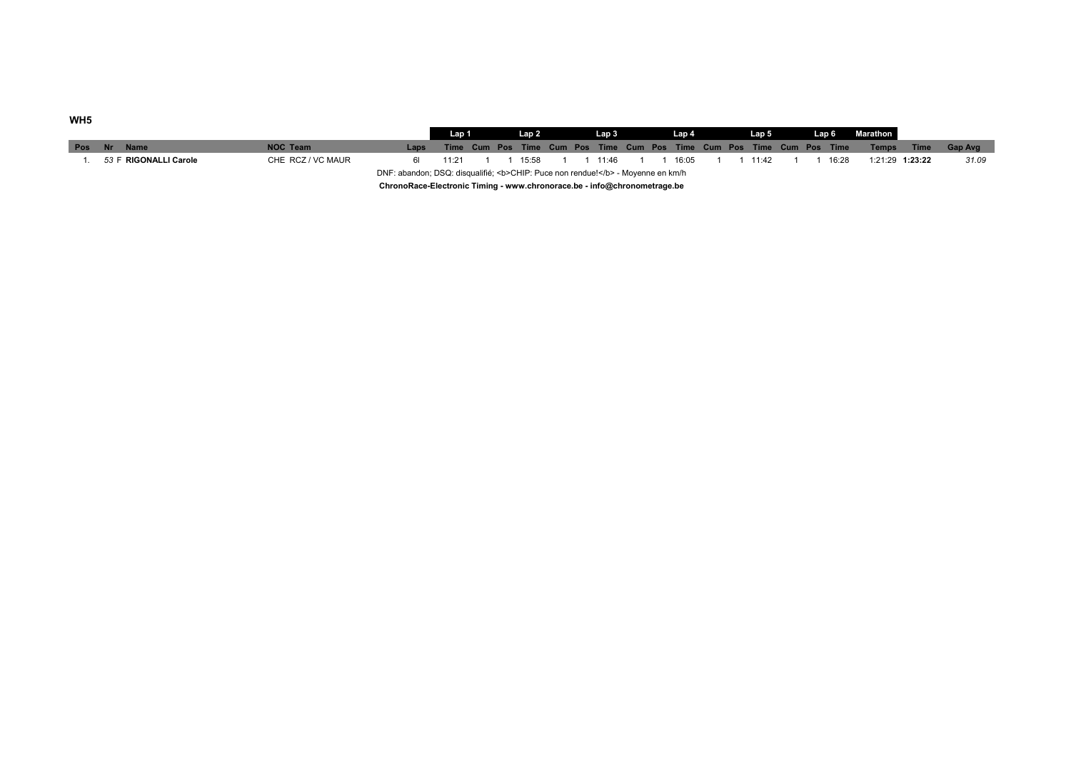### WH5

| | | | | | | Lap 1 | | | Lap 2 | | | Lap 3 | | | Lap 4 | | | Lap 5 | | | Lap 6 | Marathon | | |
|---|---|---|---|---|---|---|---|---|---|---|---|---|---|---|---|---|---|---|---|---|---|---|---|---|
| Pos | Nr | Name | NOC | Team | Laps | Time | Cum | Pos | Time | Cum | Pos | Time | Cum | Pos | Time | Cum | Pos | Time | Cum | Pos | Time | Temps | Time | Gap Avg |
| 1. | 53 F | **RIGONALLI Carole** | CHE | RCZ / VC MAUR | 6l | 11:21 | 1 | 1 | 15:58 | 1 | 1 | 11:46 | 1 | 1 | 16:05 | 1 | 1 | 11:42 | 1 | 1 | 16:28 | 1:21:29 | **1:23:22** | *31.09* |

DNF: abandon; DSQ: disqualifié; <b>CHIP: Puce non rendue!</b> - Moyenne en km/h

**ChronoRace-Electronic Timing - www.chronorace.be - info@chronometrage.be**